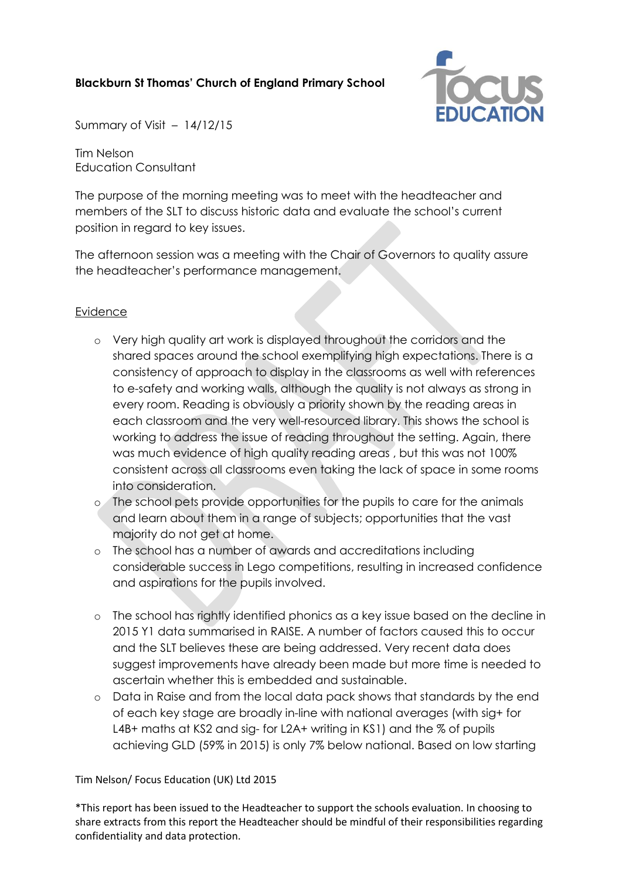**Blackburn St Thomas' Church of England Primary School**

Summary of Visit – 14/12/15

Tim Nelson
Education Consultant

The purpose of the morning meeting was to meet with the headteacher and members of the SLT to discuss historic data and evaluate the school's current position in regard to key issues.

The afternoon session was a meeting with the Chair of Governors to quality assure the headteacher's performance management.

<u>Evidence</u>

- Very high quality art work is displayed throughout the corridors and the shared spaces around the school exemplifying high expectations. There is a consistency of approach to display in the classrooms as well with references to e-safety and working walls, although the quality is not always as strong in every room. Reading is obviously a priority shown by the reading areas in each classroom and the very well-resourced library. This shows the school is working to address the issue of reading throughout the setting. Again, there was much evidence of high quality reading areas , but this was not 100% consistent across all classrooms even taking the lack of space in some rooms into consideration.
- The school pets provide opportunities for the pupils to care for the animals and learn about them in a range of subjects; opportunities that the vast majority do not get at home.
- The school has a number of awards and accreditations including considerable success in Lego competitions, resulting in increased confidence and aspirations for the pupils involved.

- The school has rightly identified phonics as a key issue based on the decline in 2015 Y1 data summarised in RAISE. A number of factors caused this to occur and the SLT believes these are being addressed. Very recent data does suggest improvements have already been made but more time is needed to ascertain whether this is embedded and sustainable.
- Data in Raise and from the local data pack shows that standards by the end of each key stage are broadly in-line with national averages (with sig+ for L4B+ maths at KS2 and sig- for L2A+ writing in KS1) and the % of pupils achieving GLD (59% in 2015) is only 7% below national. Based on low starting

Tim Nelson/ Focus Education (UK) Ltd 2015

*This report has been issued to the Headteacher to support the schools evaluation. In choosing to share extracts from this report the Headteacher should be mindful of their responsibilities regarding confidentiality and data protection.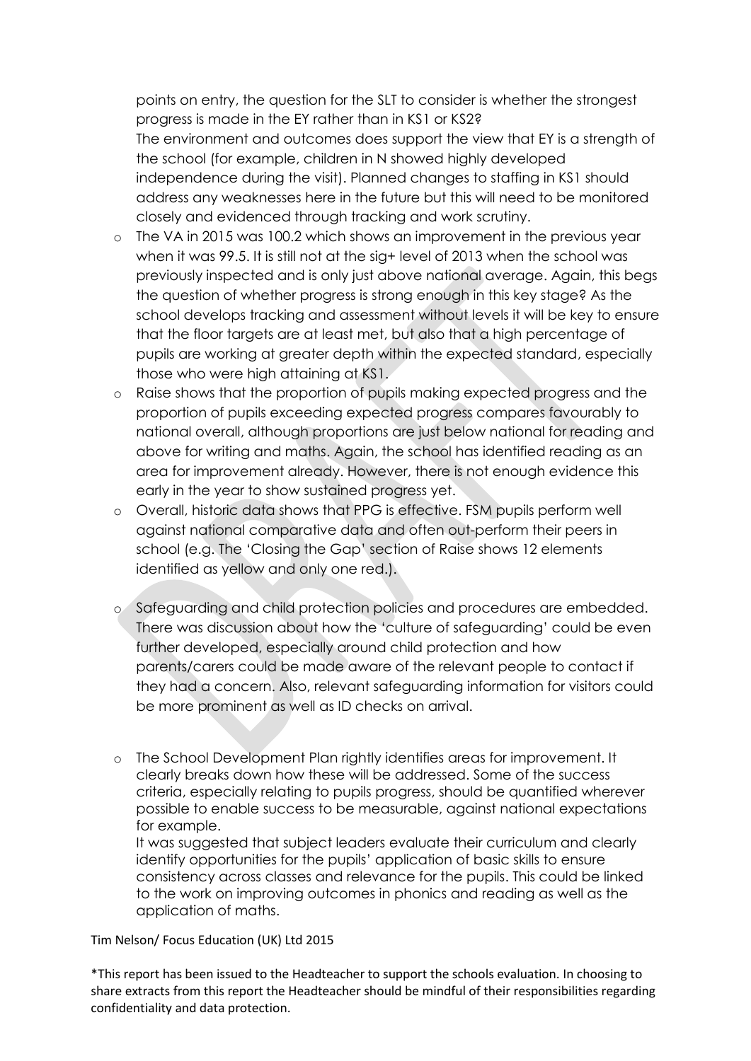points on entry, the question for the SLT to consider is whether the strongest progress is made in the EY rather than in KS1 or KS2?
The environment and outcomes does support the view that EY is a strength of the school (for example, children in N showed highly developed independence during the visit). Planned changes to staffing in KS1 should address any weaknesses here in the future but this will need to be monitored closely and evidenced through tracking and work scrutiny.

- The VA in 2015 was 100.2 which shows an improvement in the previous year when it was 99.5. It is still not at the sig+ level of 2013 when the school was previously inspected and is only just above national average. Again, this begs the question of whether progress is strong enough in this key stage? As the school develops tracking and assessment without levels it will be key to ensure that the floor targets are at least met, but also that a high percentage of pupils are working at greater depth within the expected standard, especially those who were high attaining at KS1.
- Raise shows that the proportion of pupils making expected progress and the proportion of pupils exceeding expected progress compares favourably to national overall, although proportions are just below national for reading and above for writing and maths. Again, the school has identified reading as an area for improvement already. However, there is not enough evidence this early in the year to show sustained progress yet.
- Overall, historic data shows that PPG is effective. FSM pupils perform well against national comparative data and often out-perform their peers in school (e.g. The 'Closing the Gap' section of Raise shows 12 elements identified as yellow and only one red.).

- Safeguarding and child protection policies and procedures are embedded. There was discussion about how the 'culture of safeguarding' could be even further developed, especially around child protection and how parents/carers could be made aware of the relevant people to contact if they had a concern. Also, relevant safeguarding information for visitors could be more prominent as well as ID checks on arrival.

- The School Development Plan rightly identifies areas for improvement. It clearly breaks down how these will be addressed. Some of the success criteria, especially relating to pupils progress, should be quantified wherever possible to enable success to be measurable, against national expectations for example.
It was suggested that subject leaders evaluate their curriculum and clearly identify opportunities for the pupils' application of basic skills to ensure consistency across classes and relevance for the pupils. This could be linked to the work on improving outcomes in phonics and reading as well as the application of maths.

Tim Nelson/ Focus Education (UK) Ltd 2015

*This report has been issued to the Headteacher to support the schools evaluation. In choosing to share extracts from this report the Headteacher should be mindful of their responsibilities regarding confidentiality and data protection.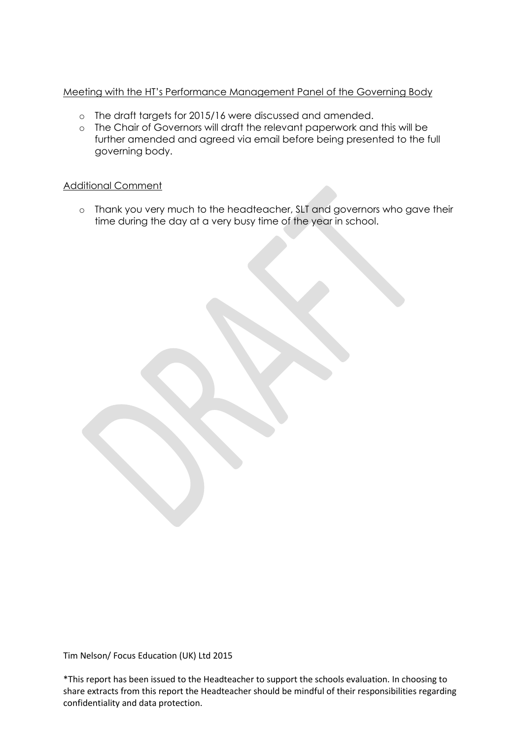Meeting with the HT's Performance Management Panel of the Governing Body

- The draft targets for 2015/16 were discussed and amended.
- The Chair of Governors will draft the relevant paperwork and this will be further amended and agreed via email before being presented to the full governing body.

Additional Comment

- Thank you very much to the headteacher, SLT and governors who gave their time during the day at a very busy time of the year in school.

Tim Nelson/ Focus Education (UK) Ltd 2015

*This report has been issued to the Headteacher to support the schools evaluation. In choosing to share extracts from this report the Headteacher should be mindful of their responsibilities regarding confidentiality and data protection.